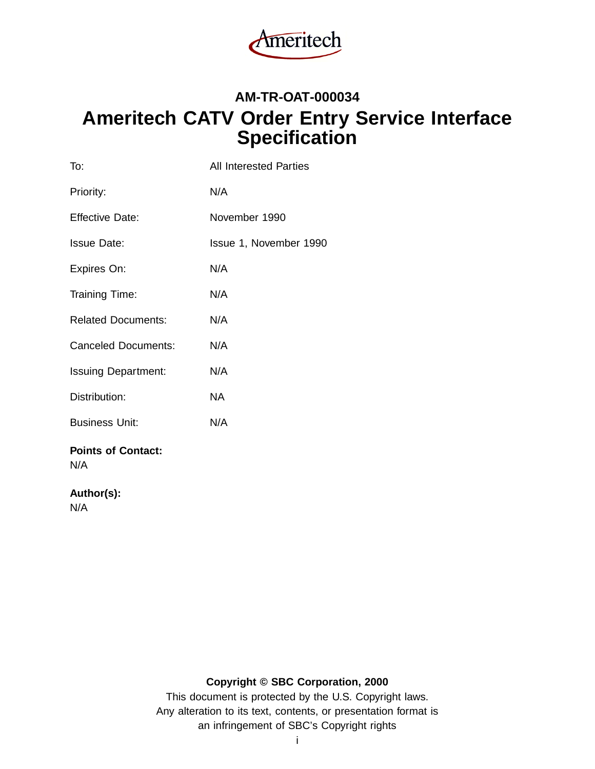Ameritech

**AM-TR-OAT-000034**

# Ameritech CATV Order Entry Service Interface Specification

| | |
|---|---|
| To: | All Interested Parties |
| Priority: | N/A |
| Effective Date: | November 1990 |
| Issue Date: | Issue 1, November 1990 |
| Expires On: | N/A |
| Training Time: | N/A |
| Related Documents: | N/A |
| Canceled Documents: | N/A |
| Issuing Department: | N/A |
| Distribution: | NA |
| Business Unit: | N/A |

**Points of Contact:**
N/A

**Author(s):**
N/A

**Copyright © SBC Corporation, 2000**

This document is protected by the U.S. Copyright laws.
Any alteration to its text, contents, or presentation format is
an infringement of SBC's Copyright rights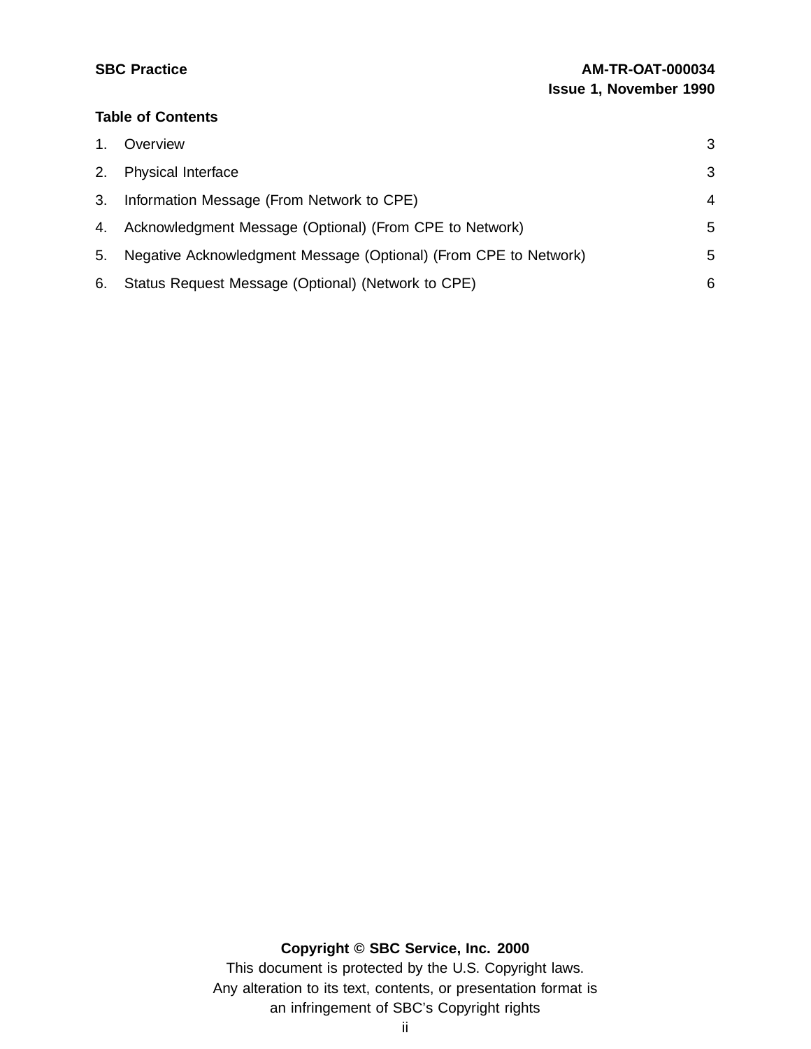**Table of Contents**

| | | |
|---|---|---|
| 1. | Overview | 3 |
| 2. | Physical Interface | 3 |
| 3. | Information Message (From Network to CPE) | 4 |
| 4. | Acknowledgment Message (Optional) (From CPE to Network) | 5 |
| 5. | Negative Acknowledgment Message (Optional) (From CPE to Network) | 5 |
| 6. | Status Request Message (Optional) (Network to CPE) | 6 |

**Copyright © SBC Service, Inc. 2000**

This document is protected by the U.S. Copyright laws.
Any alteration to its text, contents, or presentation format is an infringement of SBC's Copyright rights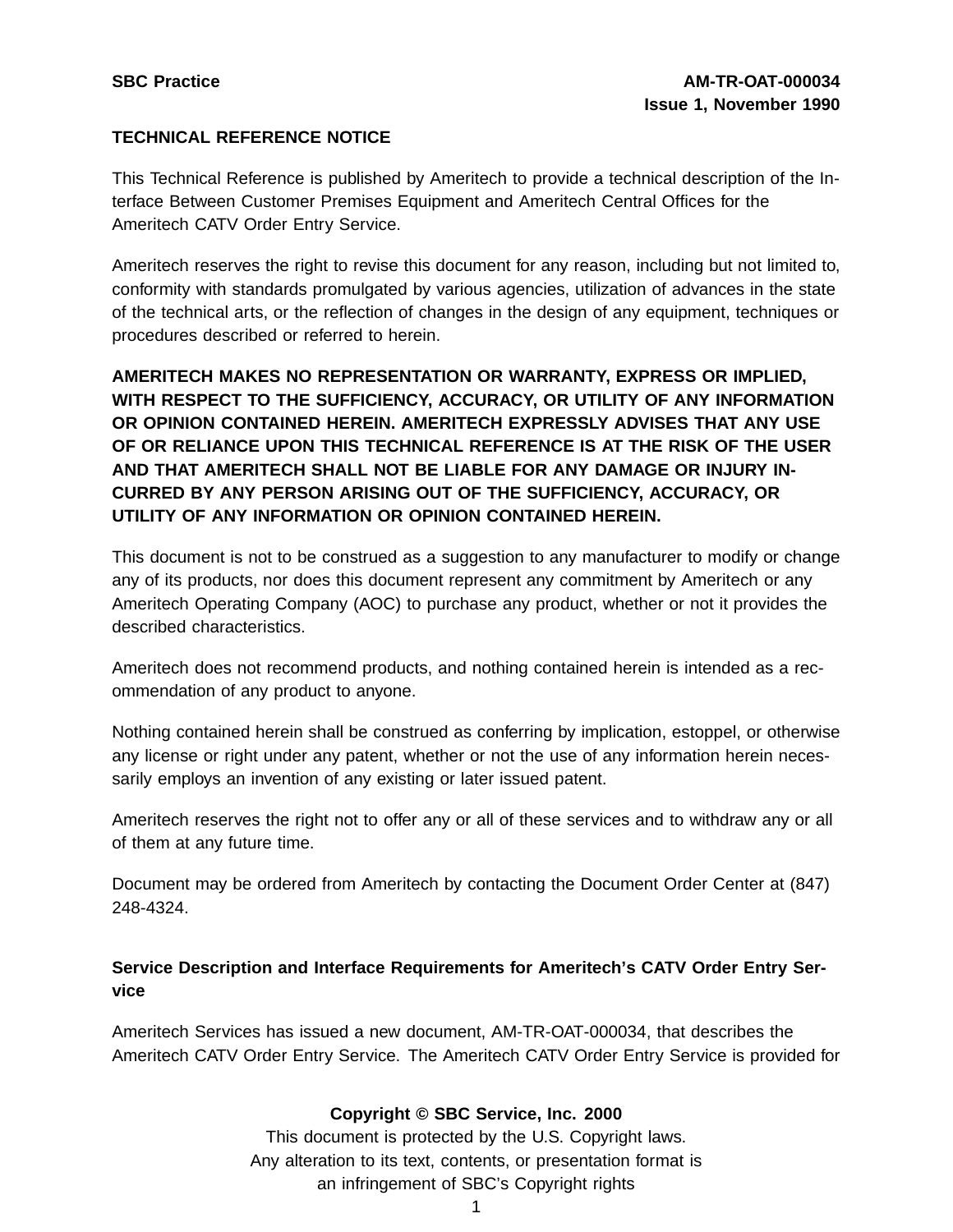**TECHNICAL REFERENCE NOTICE**

This Technical Reference is published by Ameritech to provide a technical description of the Interface Between Customer Premises Equipment and Ameritech Central Offices for the Ameritech CATV Order Entry Service.

Ameritech reserves the right to revise this document for any reason, including but not limited to, conformity with standards promulgated by various agencies, utilization of advances in the state of the technical arts, or the reflection of changes in the design of any equipment, techniques or procedures described or referred to herein.

**AMERITECH MAKES NO REPRESENTATION OR WARRANTY, EXPRESS OR IMPLIED, WITH RESPECT TO THE SUFFICIENCY, ACCURACY, OR UTILITY OF ANY INFORMATION OR OPINION CONTAINED HEREIN. AMERITECH EXPRESSLY ADVISES THAT ANY USE OF OR RELIANCE UPON THIS TECHNICAL REFERENCE IS AT THE RISK OF THE USER AND THAT AMERITECH SHALL NOT BE LIABLE FOR ANY DAMAGE OR INJURY INCURRED BY ANY PERSON ARISING OUT OF THE SUFFICIENCY, ACCURACY, OR UTILITY OF ANY INFORMATION OR OPINION CONTAINED HEREIN.**

This document is not to be construed as a suggestion to any manufacturer to modify or change any of its products, nor does this document represent any commitment by Ameritech or any Ameritech Operating Company (AOC) to purchase any product, whether or not it provides the described characteristics.

Ameritech does not recommend products, and nothing contained herein is intended as a recommendation of any product to anyone.

Nothing contained herein shall be construed as conferring by implication, estoppel, or otherwise any license or right under any patent, whether or not the use of any information herein necessarily employs an invention of any existing or later issued patent.

Ameritech reserves the right not to offer any or all of these services and to withdraw any or all of them at any future time.

Document may be ordered from Ameritech by contacting the Document Order Center at (847) 248-4324.

**Service Description and Interface Requirements for Ameritech's CATV Order Entry Service**

Ameritech Services has issued a new document, AM-TR-OAT-000034, that describes the Ameritech CATV Order Entry Service. The Ameritech CATV Order Entry Service is provided for

**Copyright © SBC Service, Inc. 2000**
This document is protected by the U.S. Copyright laws.
Any alteration to its text, contents, or presentation format is an infringement of SBC's Copyright rights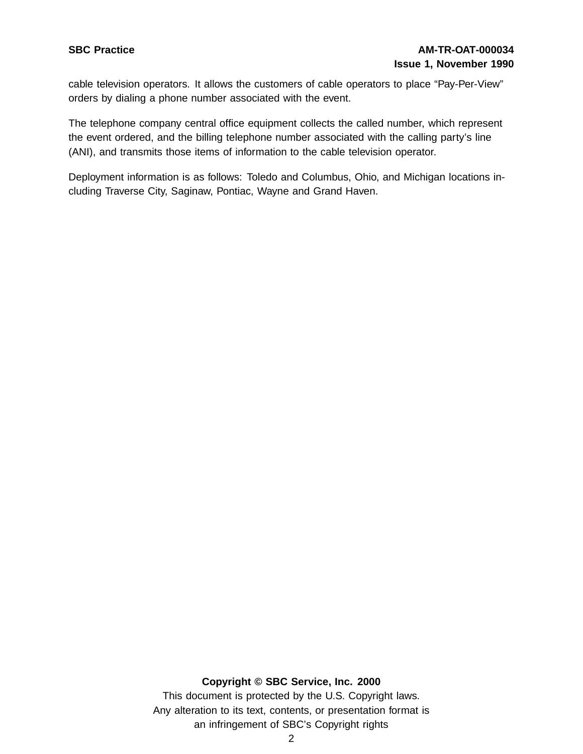cable television operators. It allows the customers of cable operators to place “Pay-Per-View” orders by dialing a phone number associated with the event.

The telephone company central office equipment collects the called number, which represent the event ordered, and the billing telephone number associated with the calling party’s line (ANI), and transmits those items of information to the cable television operator.

Deployment information is as follows: Toledo and Columbus, Ohio, and Michigan locations including Traverse City, Saginaw, Pontiac, Wayne and Grand Haven.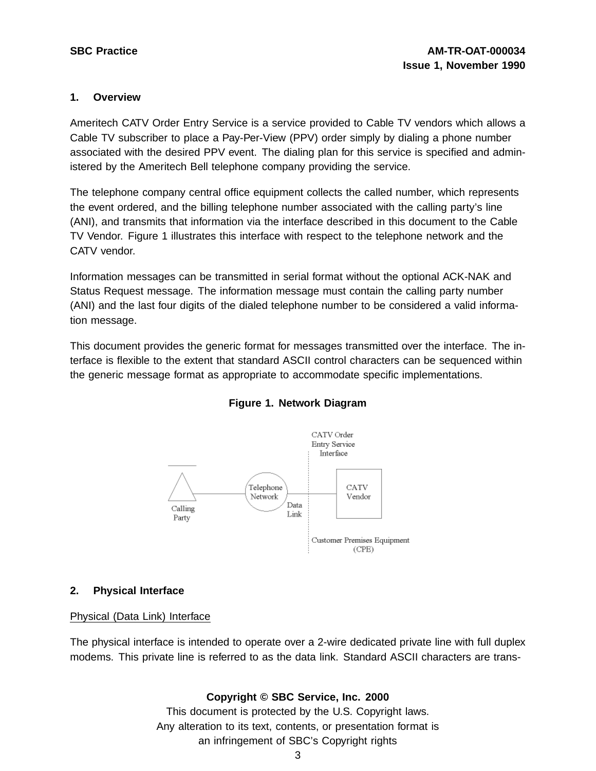## 1. Overview

Ameritech CATV Order Entry Service is a service provided to Cable TV vendors which allows a Cable TV subscriber to place a Pay-Per-View (PPV) order simply by dialing a phone number associated with the desired PPV event. The dialing plan for this service is specified and administered by the Ameritech Bell telephone company providing the service.

The telephone company central office equipment collects the called number, which represents the event ordered, and the billing telephone number associated with the calling party's line (ANI), and transmits that information via the interface described in this document to the Cable TV Vendor. Figure 1 illustrates this interface with respect to the telephone network and the CATV vendor.

Information messages can be transmitted in serial format without the optional ACK-NAK and Status Request message. The information message must contain the calling party number (ANI) and the last four digits of the dialed telephone number to be considered a valid information message.

This document provides the generic format for messages transmitted over the interface. The interface is flexible to the extent that standard ASCII control characters can be sequenced within the generic message format as appropriate to accommodate specific implementations.

**Figure 1. Network Diagram**

CATV Order Entry Service Interface

Calling Party — Telephone Network — Data Link — CATV Vendor

Customer Premises Equipment (CPE)

## 2. Physical Interface

Physical (Data Link) Interface

The physical interface is intended to operate over a 2-wire dedicated private line with full duplex modems. This private line is referred to as the data link. Standard ASCII characters are trans-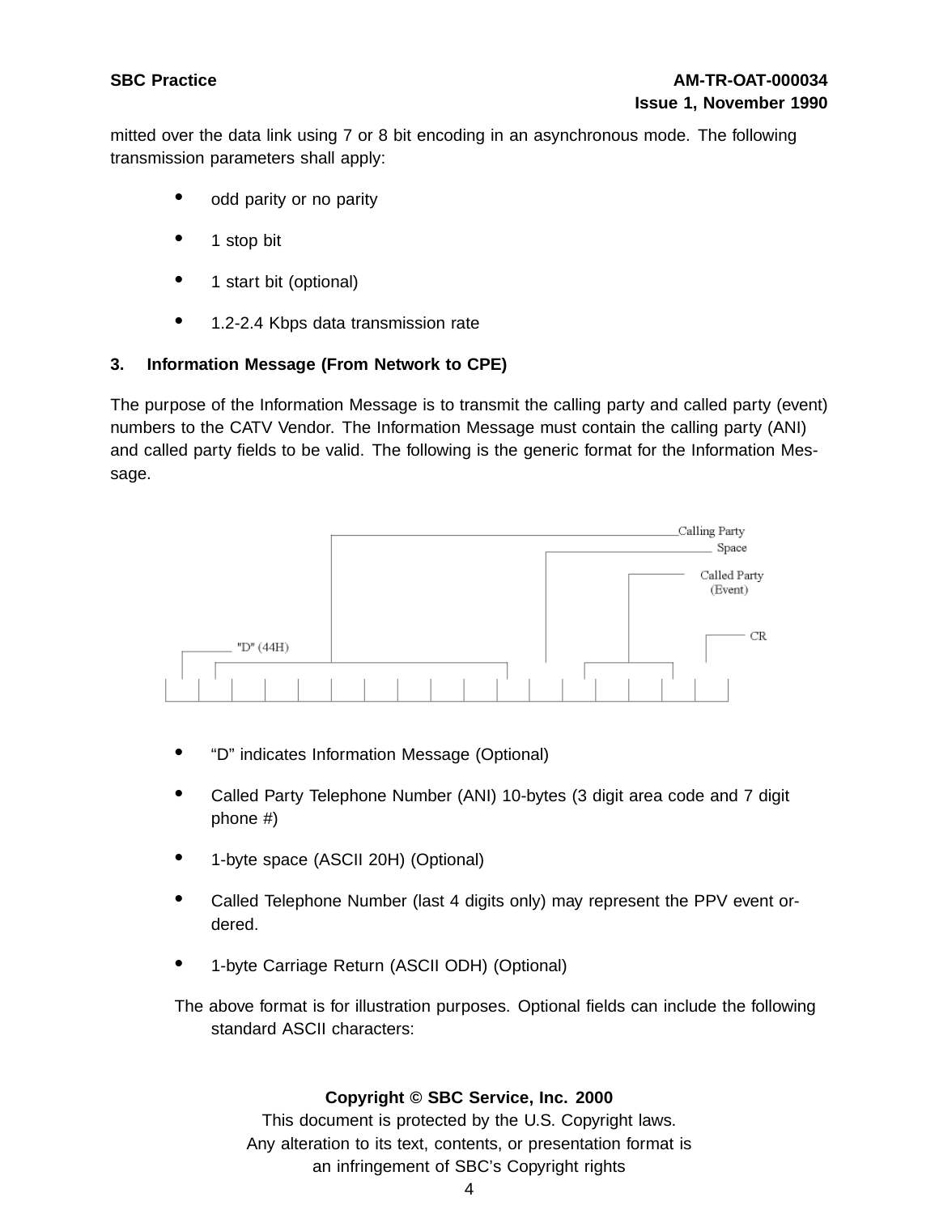mitted over the data link using 7 or 8 bit encoding in an asynchronous mode. The following transmission parameters shall apply:

- odd parity or no parity
- 1 stop bit
- 1 start bit (optional)
- 1.2-2.4 Kbps data transmission rate

## 3. Information Message (From Network to CPE)

The purpose of the Information Message is to transmit the calling party and called party (event) numbers to the CATV Vendor. The Information Message must contain the calling party (ANI) and called party fields to be valid. The following is the generic format for the Information Message.

Calling Party
Space
Called Party (Event)
CR
"D" (44H)

- "D" indicates Information Message (Optional)
- Called Party Telephone Number (ANI) 10-bytes (3 digit area code and 7 digit phone #)
- 1-byte space (ASCII 20H) (Optional)
- Called Telephone Number (last 4 digits only) may represent the PPV event ordered.
- 1-byte Carriage Return (ASCII ODH) (Optional)

The above format is for illustration purposes. Optional fields can include the following standard ASCII characters: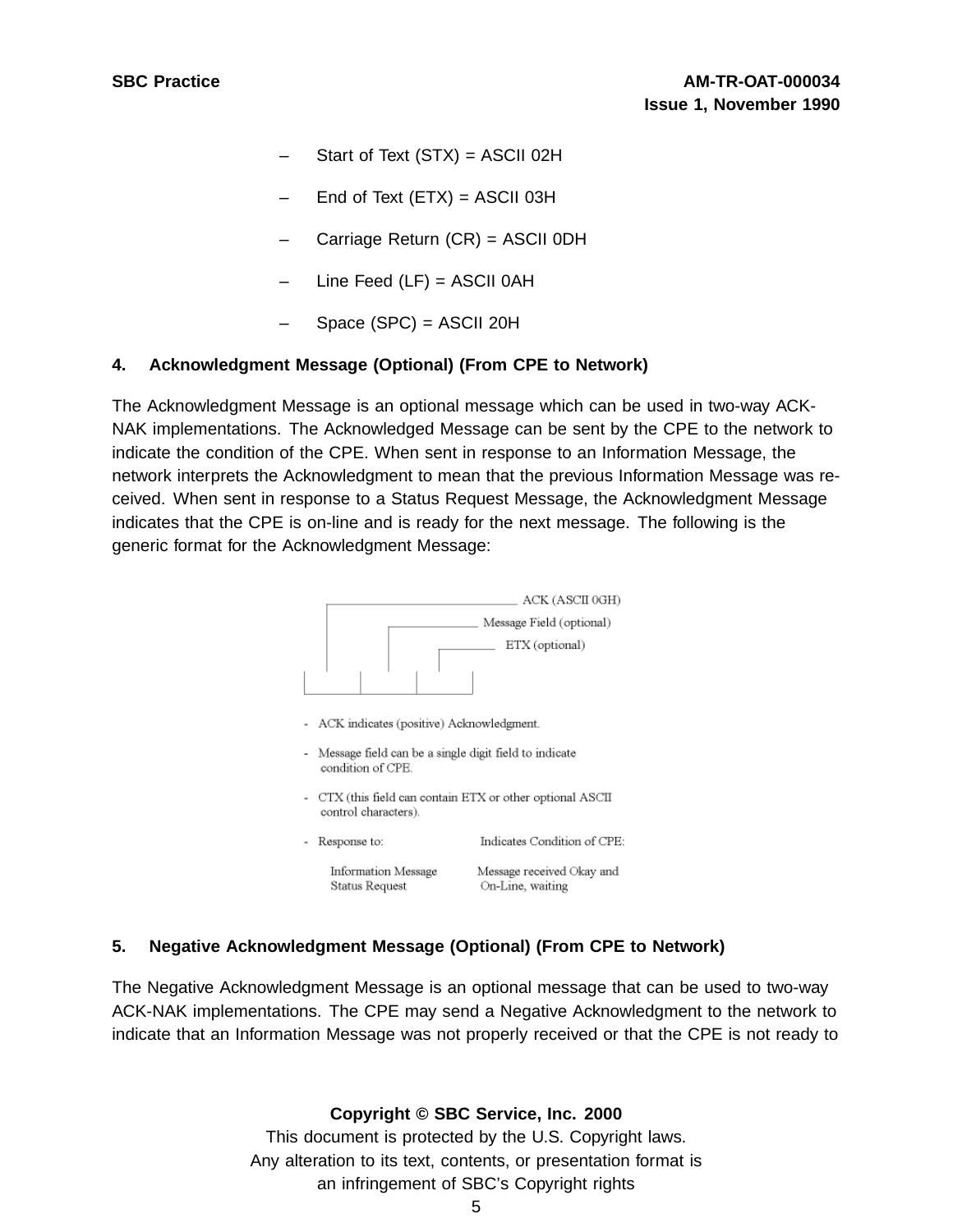- Start of Text (STX) = ASCII 02H
- End of Text (ETX) = ASCII 03H
- Carriage Return (CR) = ASCII 0DH
- Line Feed (LF) = ASCII 0AH
- Space (SPC) = ASCII 20H

## 4. Acknowledgment Message (Optional) (From CPE to Network)

The Acknowledgment Message is an optional message which can be used in two-way ACK-NAK implementations. The Acknowledged Message can be sent by the CPE to the network to indicate the condition of the CPE. When sent in response to an Information Message, the network interprets the Acknowledgment to mean that the previous Information Message was received. When sent in response to a Status Request Message, the Acknowledgment Message indicates that the CPE is on-line and is ready for the next message. The following is the generic format for the Acknowledgment Message:

ACK (ASCII 0GH)
Message Field (optional)
ETX (optional)

- ACK indicates (positive) Acknowledgment.
- Message field can be a single digit field to indicate condition of CPE.
- CTX (this field can contain ETX or other optional ASCII control characters).
- Response to: Indicates Condition of CPE:

| Response to: | Indicates Condition of CPE: |
| --- | --- |
| Information Message | Message received Okay and |
| Status Request | On-Line, waiting |

## 5. Negative Acknowledgment Message (Optional) (From CPE to Network)

The Negative Acknowledgment Message is an optional message that can be used to two-way ACK-NAK implementations. The CPE may send a Negative Acknowledgment to the network to indicate that an Information Message was not properly received or that the CPE is not ready to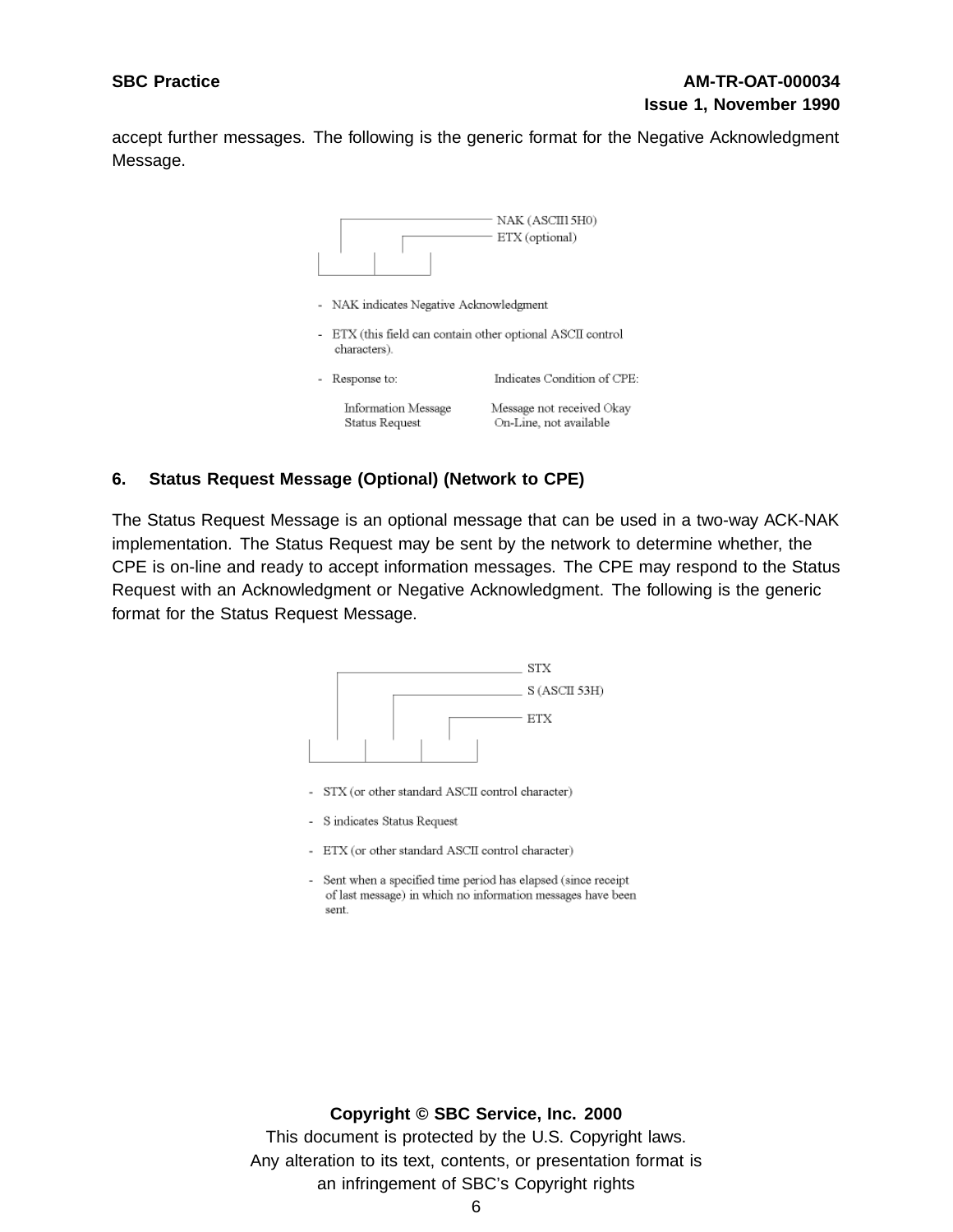accept further messages. The following is the generic format for the Negative Acknowledgment Message.

NAK (ASCII15H0)

ETX (optional)

- NAK indicates Negative Acknowledgment
- ETX (this field can contain other optional ASCII control characters).
- Response to: Indicates Condition of CPE:

| Response to: | Indicates Condition of CPE: |
| --- | --- |
| Information Message | Message not received Okay |
| Status Request | On-Line, not available |

**6. Status Request Message (Optional) (Network to CPE)**

The Status Request Message is an optional message that can be used in a two-way ACK-NAK implementation. The Status Request may be sent by the network to determine whether, the CPE is on-line and ready to accept information messages. The CPE may respond to the Status Request with an Acknowledgment or Negative Acknowledgment. The following is the generic format for the Status Request Message.

STX

S (ASCII 53H)

ETX

- STX (or other standard ASCII control character)
- S indicates Status Request
- ETX (or other standard ASCII control character)
- Sent when a specified time period has elapsed (since receipt of last message) in which no information messages have been sent.

**Copyright © SBC Service, Inc. 2000**

This document is protected by the U.S. Copyright laws.
Any alteration to its text, contents, or presentation format is an infringement of SBC's Copyright rights